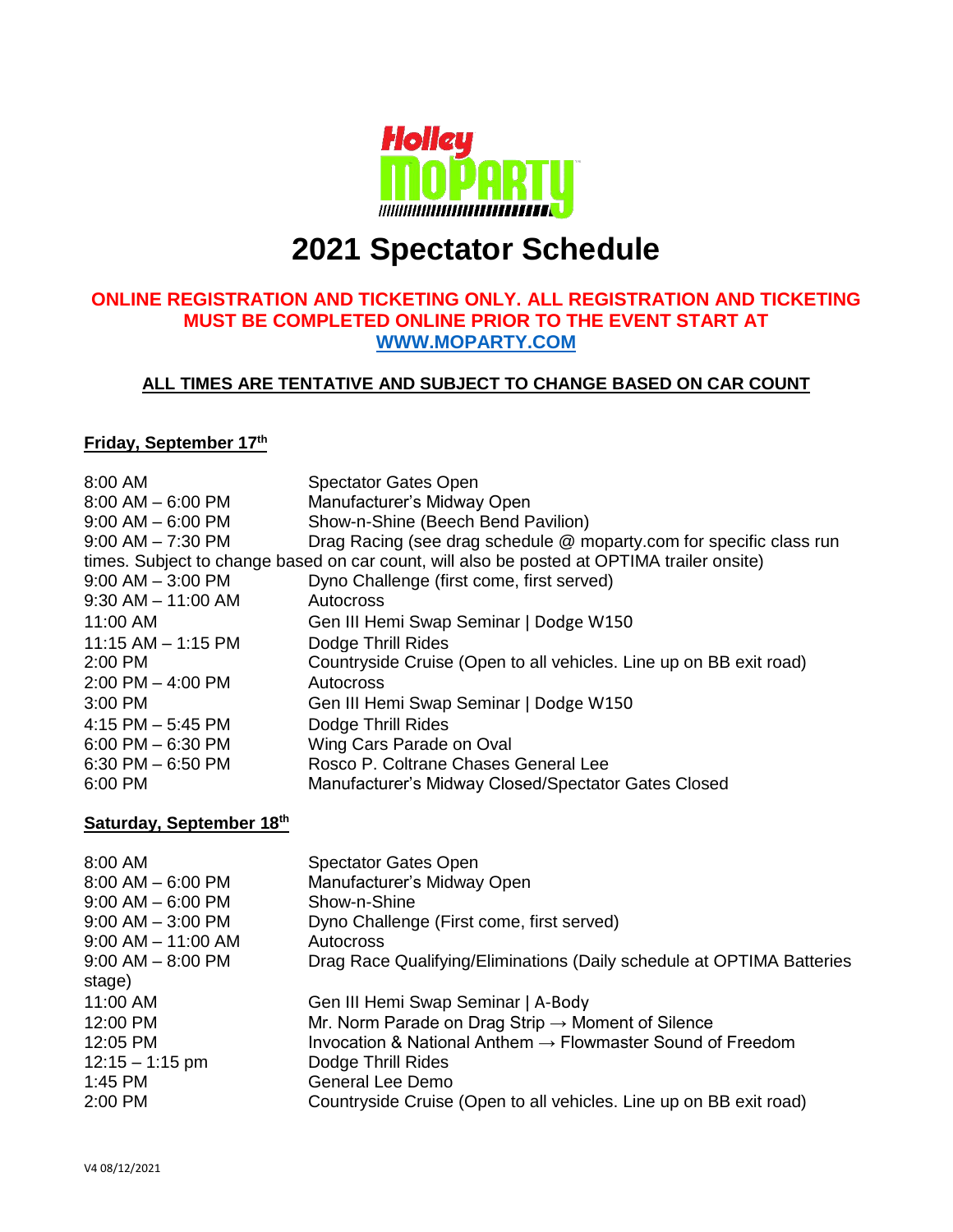# Holley MoPARTY

# 2021 Spectator Schedule

**ONLINE REGISTRATION AND TICKETING ONLY. ALL REGISTRATION AND TICKETING MUST BE COMPLETED ONLINE PRIOR TO THE EVENT START AT [WWW.MOPARTY.COM](http://WWW.MOPARTY.COM)**

**ALL TIMES ARE TENTATIVE AND SUBJECT TO CHANGE BASED ON CAR COUNT**

### Friday, September 17th

| Time | Event |
|---|---|
| 8:00 AM | Spectator Gates Open |
| 8:00 AM – 6:00 PM | Manufacturer's Midway Open |
| 9:00 AM – 6:00 PM | Show-n-Shine (Beech Bend Pavilion) |
| 9:00 AM – 7:30 PM | Drag Racing (see drag schedule @ moparty.com for specific class run times. Subject to change based on car count, will also be posted at OPTIMA trailer onsite) |
| 9:00 AM – 3:00 PM | Dyno Challenge (first come, first served) |
| 9:30 AM – 11:00 AM | Autocross |
| 11:00 AM | Gen III Hemi Swap Seminar \| Dodge W150 |
| 11:15 AM – 1:15 PM | Dodge Thrill Rides |
| 2:00 PM | Countryside Cruise (Open to all vehicles. Line up on BB exit road) |
| 2:00 PM – 4:00 PM | Autocross |
| 3:00 PM | Gen III Hemi Swap Seminar \| Dodge W150 |
| 4:15 PM – 5:45 PM | Dodge Thrill Rides |
| 6:00 PM – 6:30 PM | Wing Cars Parade on Oval |
| 6:30 PM – 6:50 PM | Rosco P. Coltrane Chases General Lee |
| 6:00 PM | Manufacturer's Midway Closed/Spectator Gates Closed |

### Saturday, September 18th

| Time | Event |
|---|---|
| 8:00 AM | Spectator Gates Open |
| 8:00 AM – 6:00 PM | Manufacturer's Midway Open |
| 9:00 AM – 6:00 PM | Show-n-Shine |
| 9:00 AM – 3:00 PM | Dyno Challenge (First come, first served) |
| 9:00 AM – 11:00 AM | Autocross |
| 9:00 AM – 8:00 PM | Drag Race Qualifying/Eliminations (Daily schedule at OPTIMA Batteries stage) |
| 11:00 AM | Gen III Hemi Swap Seminar \| A-Body |
| 12:00 PM | Mr. Norm Parade on Drag Strip → Moment of Silence |
| 12:05 PM | Invocation & National Anthem → Flowmaster Sound of Freedom |
| 12:15 – 1:15 pm | Dodge Thrill Rides |
| 1:45 PM | General Lee Demo |
| 2:00 PM | Countryside Cruise (Open to all vehicles. Line up on BB exit road) |

V4 08/12/2021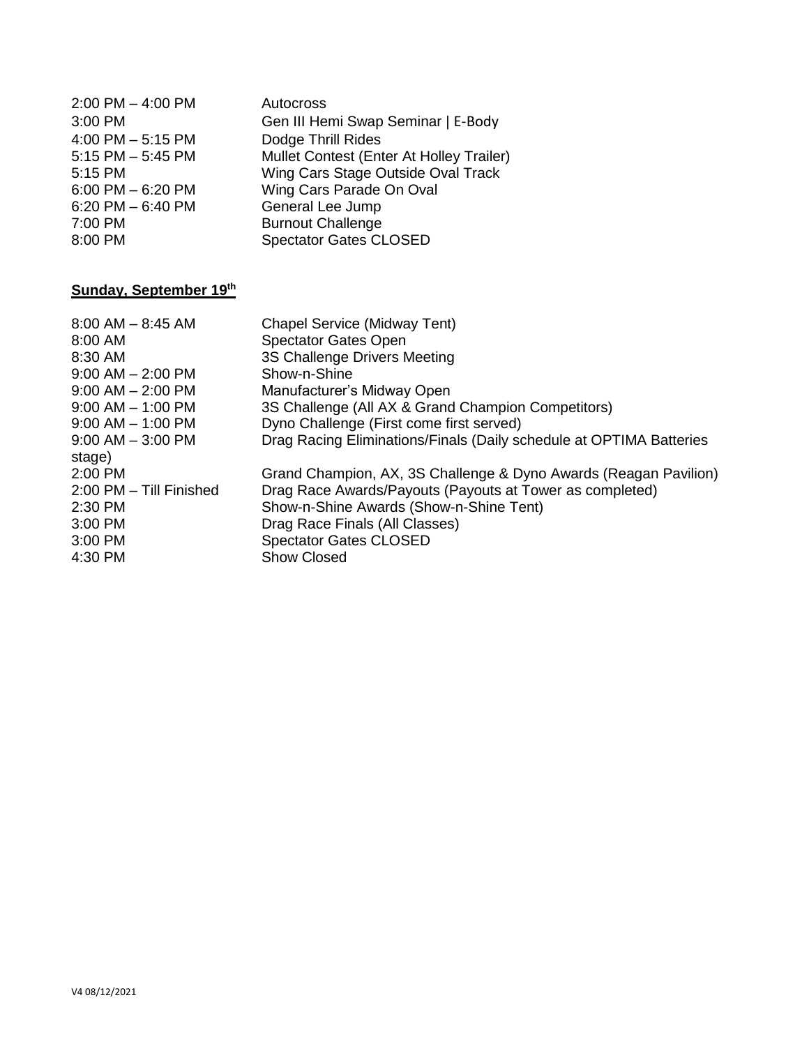| | |
|---|---|
| 2:00 PM – 4:00 PM | Autocross |
| 3:00 PM | Gen III Hemi Swap Seminar \| E-Body |
| 4:00 PM – 5:15 PM | Dodge Thrill Rides |
| 5:15 PM – 5:45 PM | Mullet Contest (Enter At Holley Trailer) |
| 5:15 PM | Wing Cars Stage Outside Oval Track |
| 6:00 PM – 6:20 PM | Wing Cars Parade On Oval |
| 6:20 PM – 6:40 PM | General Lee Jump |
| 7:00 PM | Burnout Challenge |
| 8:00 PM | Spectator Gates CLOSED |

**Sunday, September 19th**

| | |
|---|---|
| 8:00 AM – 8:45 AM | Chapel Service (Midway Tent) |
| 8:00 AM | Spectator Gates Open |
| 8:30 AM | 3S Challenge Drivers Meeting |
| 9:00 AM – 2:00 PM | Show-n-Shine |
| 9:00 AM – 2:00 PM | Manufacturer's Midway Open |
| 9:00 AM – 1:00 PM | 3S Challenge (All AX & Grand Champion Competitors) |
| 9:00 AM – 1:00 PM | Dyno Challenge (First come first served) |
| 9:00 AM – 3:00 PM | Drag Racing Eliminations/Finals (Daily schedule at OPTIMA Batteries stage) |
| 2:00 PM | Grand Champion, AX, 3S Challenge & Dyno Awards (Reagan Pavilion) |
| 2:00 PM – Till Finished | Drag Race Awards/Payouts (Payouts at Tower as completed) |
| 2:30 PM | Show-n-Shine Awards (Show-n-Shine Tent) |
| 3:00 PM | Drag Race Finals (All Classes) |
| 3:00 PM | Spectator Gates CLOSED |
| 4:30 PM | Show Closed |

V4 08/12/2021